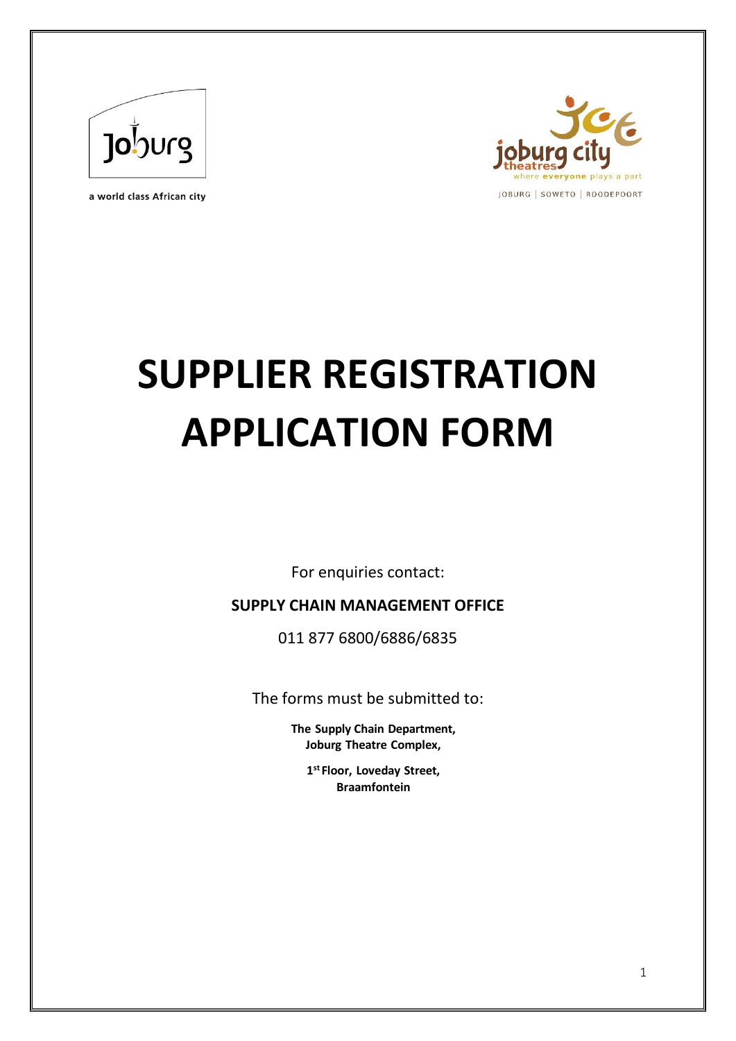a world class African city

# SUPPLIER REGISTRATION APPLICATION FORM

For enquiries contact:

**SUPPLY CHAIN MANAGEMENT OFFICE**

011 877 6800/6886/6835

The forms must be submitted to:

**The Supply Chain Department,**
**Joburg Theatre Complex,**

**1st Floor, Loveday Street,**
**Braamfontein**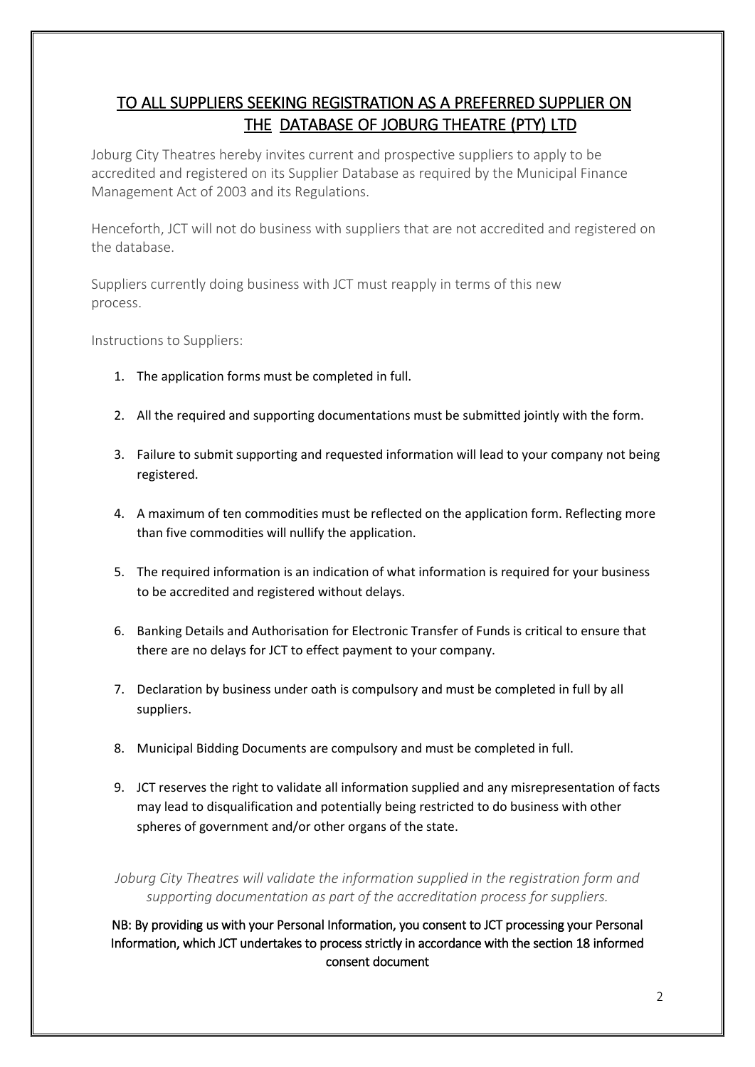## TO ALL SUPPLIERS SEEKING REGISTRATION AS A PREFERRED SUPPLIER ON THE DATABASE OF JOBURG THEATRE (PTY) LTD

Joburg City Theatres hereby invites current and prospective suppliers to apply to be accredited and registered on its Supplier Database as required by the Municipal Finance Management Act of 2003 and its Regulations.

Henceforth, JCT will not do business with suppliers that are not accredited and registered on the database.

Suppliers currently doing business with JCT must reapply in terms of this new process.

Instructions to Suppliers:

1. The application forms must be completed in full.
2. All the required and supporting documentations must be submitted jointly with the form.
3. Failure to submit supporting and requested information will lead to your company not being registered.
4. A maximum of ten commodities must be reflected on the application form. Reflecting more than five commodities will nullify the application.
5. The required information is an indication of what information is required for your business to be accredited and registered without delays.
6. Banking Details and Authorisation for Electronic Transfer of Funds is critical to ensure that there are no delays for JCT to effect payment to your company.
7. Declaration by business under oath is compulsory and must be completed in full by all suppliers.
8. Municipal Bidding Documents are compulsory and must be completed in full.
9. JCT reserves the right to validate all information supplied and any misrepresentation of facts may lead to disqualification and potentially being restricted to do business with other spheres of government and/or other organs of the state.

*Joburg City Theatres will validate the information supplied in the registration form and supporting documentation as part of the accreditation process for suppliers.*

NB: By providing us with your Personal Information, you consent to JCT processing your Personal Information, which JCT undertakes to process strictly in accordance with the section 18 informed consent document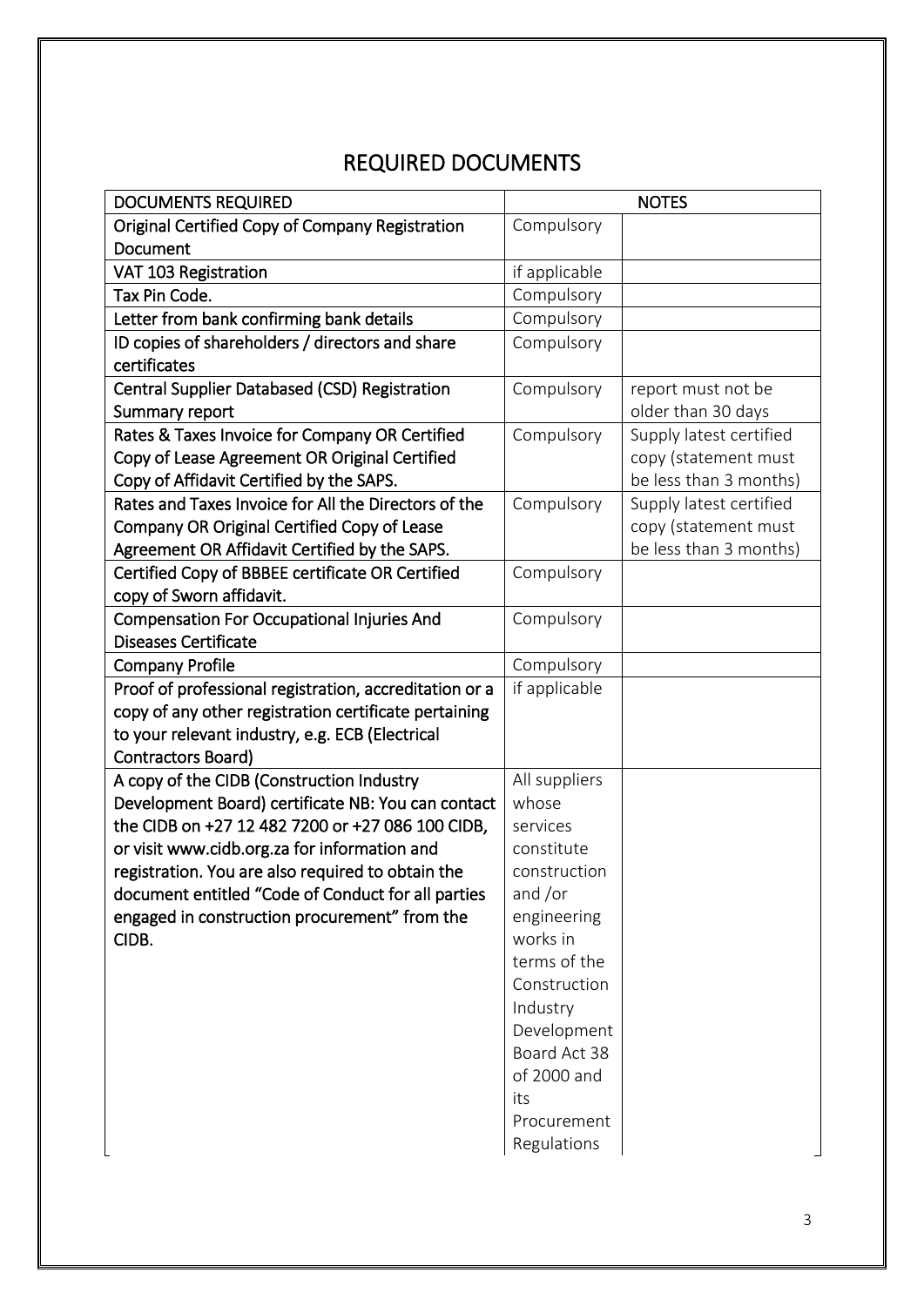# REQUIRED DOCUMENTS

| DOCUMENTS REQUIRED | NOTES | |
|---|---|---|
| Original Certified Copy of Company Registration Document | Compulsory | |
| VAT 103 Registration | if applicable | |
| Tax Pin Code. | Compulsory | |
| Letter from bank confirming bank details | Compulsory | |
| ID copies of shareholders / directors and share certificates | Compulsory | |
| Central Supplier Databased (CSD) Registration Summary report | Compulsory | report must not be older than 30 days |
| Rates & Taxes Invoice for Company OR Certified Copy of Lease Agreement OR Original Certified Copy of Affidavit Certified by the SAPS. | Compulsory | Supply latest certified copy (statement must be less than 3 months) |
| Rates and Taxes Invoice for All the Directors of the Company OR Original Certified Copy of Lease Agreement OR Affidavit Certified by the SAPS. | Compulsory | Supply latest certified copy (statement must be less than 3 months) |
| Certified Copy of BBBEE certificate OR Certified copy of Sworn affidavit. | Compulsory | |
| Compensation For Occupational Injuries And Diseases Certificate | Compulsory | |
| Company Profile | Compulsory | |
| Proof of professional registration, accreditation or a copy of any other registration certificate pertaining to your relevant industry, e.g. ECB (Electrical Contractors Board) | if applicable | |
| A copy of the CIDB (Construction Industry Development Board) certificate NB: You can contact the CIDB on +27 12 482 7200 or +27 086 100 CIDB, or visit www.cidb.org.za for information and registration. You are also required to obtain the document entitled "Code of Conduct for all parties engaged in construction procurement" from the CIDB. | All suppliers whose services constitute construction and /or engineering works in terms of the Construction Industry Development Board Act 38 of 2000 and its Procurement Regulations | |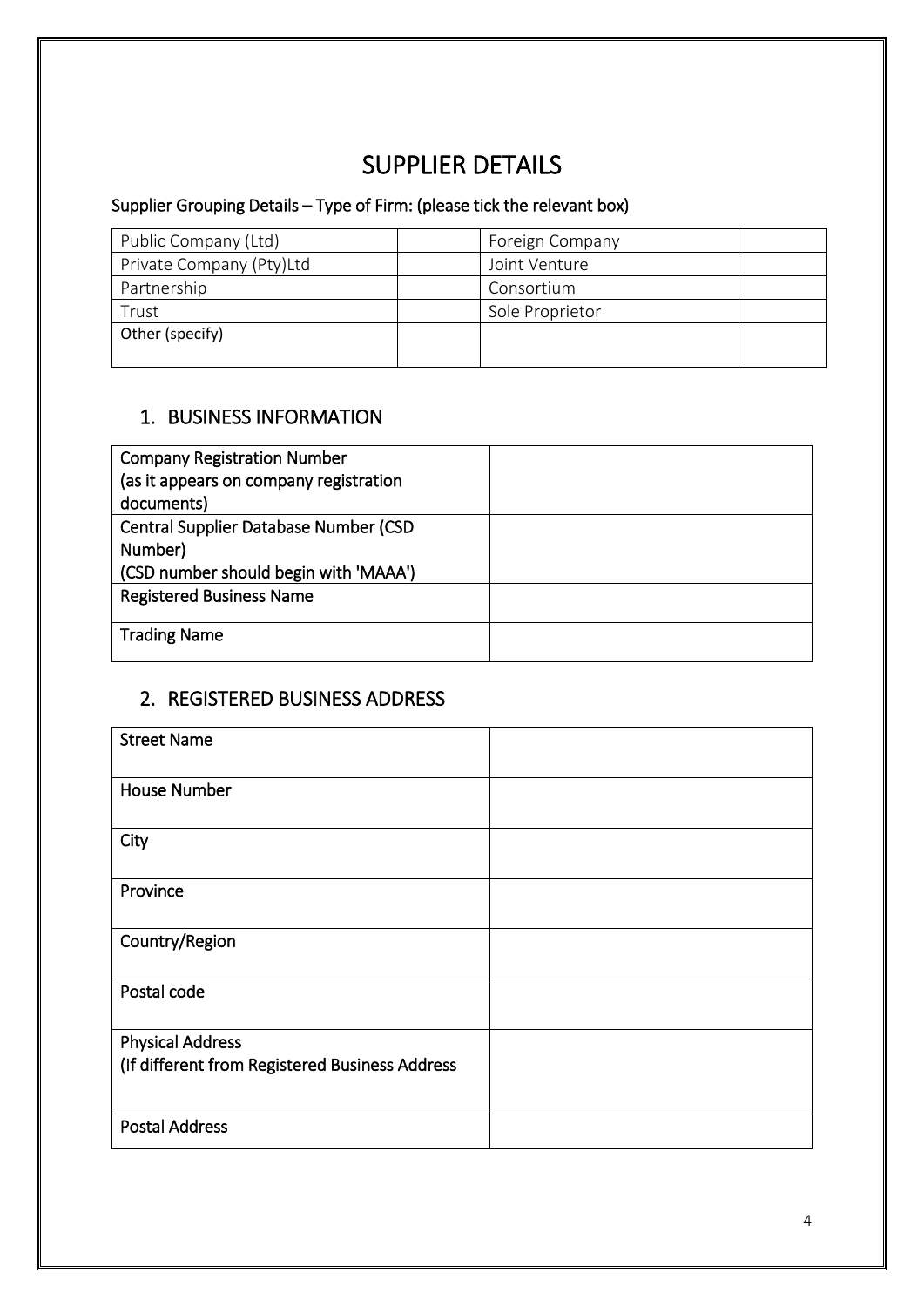# SUPPLIER DETAILS

### Supplier Grouping Details – Type of Firm: (please tick the relevant box)

| | | | |
|---|---|---|---|
| Public Company (Ltd) | | Foreign Company | |
| Private Company (Pty)Ltd | | Joint Venture | |
| Partnership | | Consortium | |
| Trust | | Sole Proprietor | |
| Other (specify) | | | |

## 1. BUSINESS INFORMATION

| | |
|---|---|
| Company Registration Number (as it appears on company registration documents) | |
| Central Supplier Database Number (CSD Number) (CSD number should begin with 'MAAA') | |
| Registered Business Name | |
| Trading Name | |

## 2. REGISTERED BUSINESS ADDRESS

| | |
|---|---|
| Street Name | |
| House Number | |
| City | |
| Province | |
| Country/Region | |
| Postal code | |
| Physical Address (If different from Registered Business Address | |
| Postal Address | |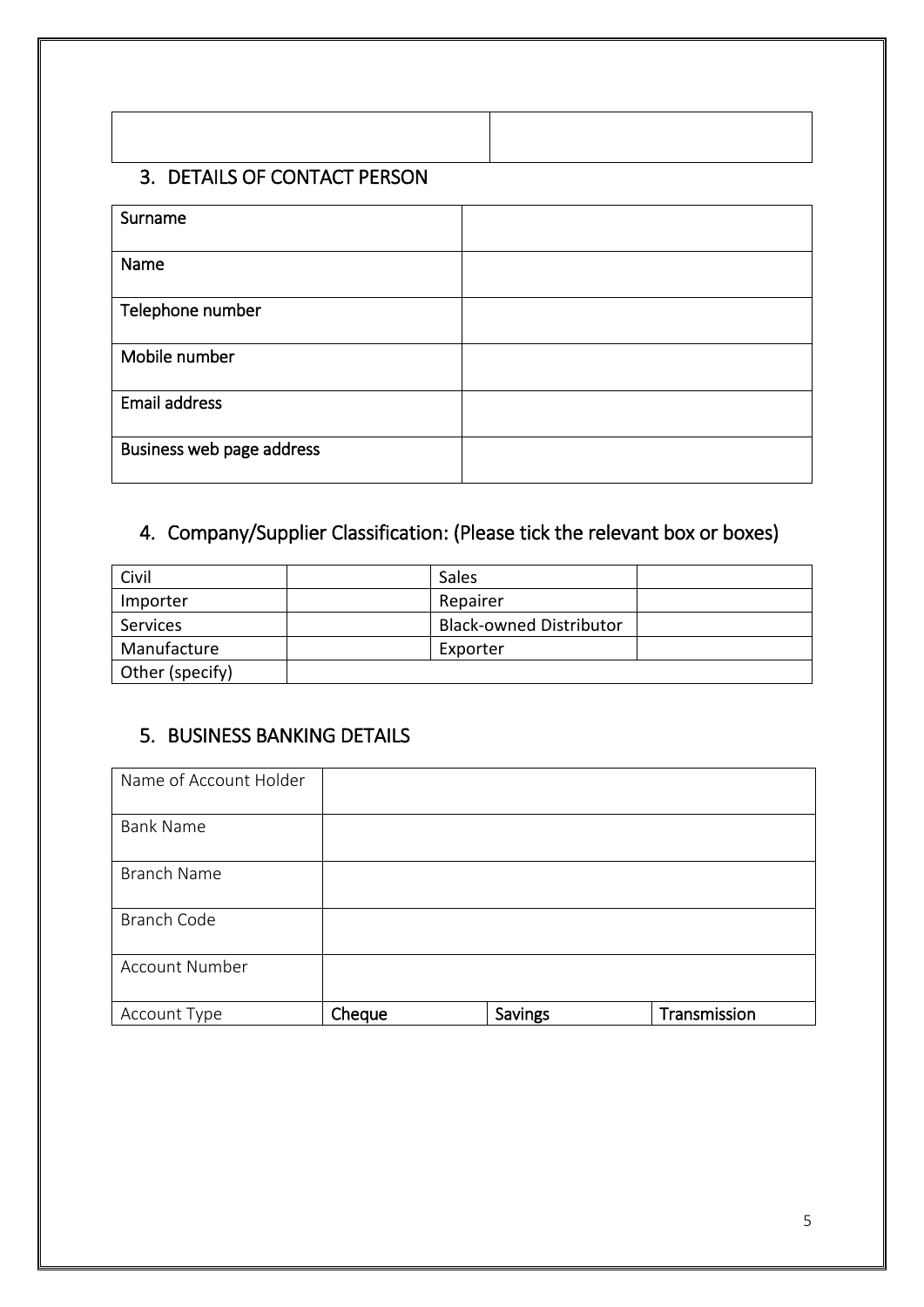| | |
|---|---|
| | |

## 3. DETAILS OF CONTACT PERSON

| | |
|---|---|
| Surname | |
| Name | |
| Telephone number | |
| Mobile number | |
| Email address | |
| Business web page address | |

## 4. Company/Supplier Classification: (Please tick the relevant box or boxes)

| | | | |
|---|---|---|---|
| Civil | | Sales | |
| Importer | | Repairer | |
| Services | | Black-owned Distributor | |
| Manufacture | | Exporter | |
| Other (specify) | | | |

## 5. BUSINESS BANKING DETAILS

| | | | |
|---|---|---|---|
| Name of Account Holder | | | |
| Bank Name | | | |
| Branch Name | | | |
| Branch Code | | | |
| Account Number | | | |
| Account Type | **Cheque** | **Savings** | **Transmission** |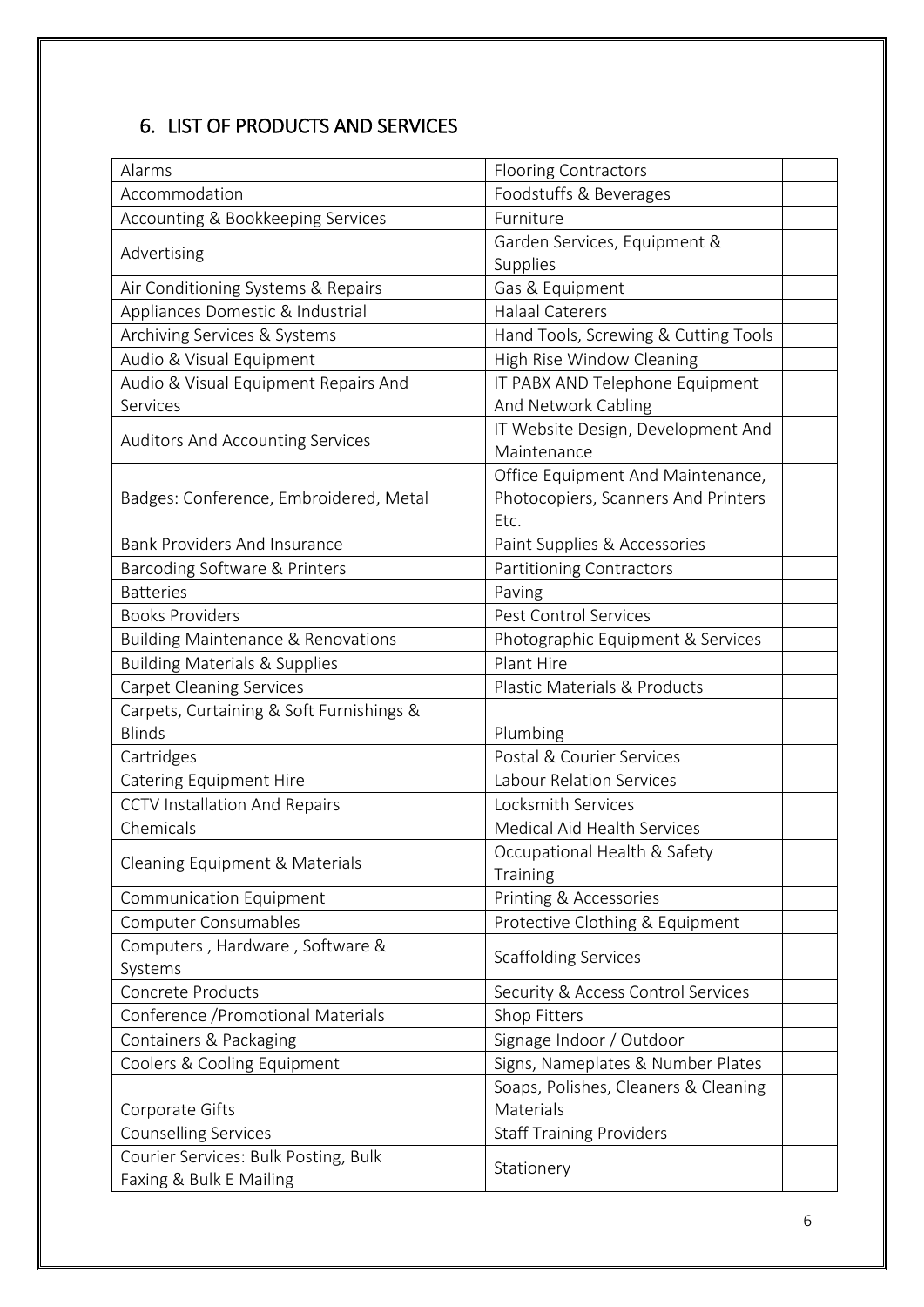## 6. LIST OF PRODUCTS AND SERVICES

| | | | |
|---|---|---|---|
| Alarms | | Flooring Contractors | |
| Accommodation | | Foodstuffs & Beverages | |
| Accounting & Bookkeeping Services | | Furniture | |
| Advertising | | Garden Services, Equipment & Supplies | |
| Air Conditioning Systems & Repairs | | Gas & Equipment | |
| Appliances Domestic & Industrial | | Halaal Caterers | |
| Archiving Services & Systems | | Hand Tools, Screwing & Cutting Tools | |
| Audio & Visual Equipment | | High Rise Window Cleaning | |
| Audio & Visual Equipment Repairs And Services | | IT PABX AND Telephone Equipment And Network Cabling | |
| Auditors And Accounting Services | | IT Website Design, Development And Maintenance | |
| Badges: Conference, Embroidered, Metal | | Office Equipment And Maintenance, Photocopiers, Scanners And Printers Etc. | |
| Bank Providers And Insurance | | Paint Supplies & Accessories | |
| Barcoding Software & Printers | | Partitioning Contractors | |
| Batteries | | Paving | |
| Books Providers | | Pest Control Services | |
| Building Maintenance & Renovations | | Photographic Equipment & Services | |
| Building Materials & Supplies | | Plant Hire | |
| Carpet Cleaning Services | | Plastic Materials & Products | |
| Carpets, Curtaining & Soft Furnishings & Blinds | | Plumbing | |
| Cartridges | | Postal & Courier Services | |
| Catering Equipment Hire | | Labour Relation Services | |
| CCTV Installation And Repairs | | Locksmith Services | |
| Chemicals | | Medical Aid Health Services | |
| Cleaning Equipment & Materials | | Occupational Health & Safety Training | |
| Communication Equipment | | Printing & Accessories | |
| Computer Consumables | | Protective Clothing & Equipment | |
| Computers , Hardware , Software & Systems | | Scaffolding Services | |
| Concrete Products | | Security & Access Control Services | |
| Conference /Promotional Materials | | Shop Fitters | |
| Containers & Packaging | | Signage Indoor / Outdoor | |
| Coolers & Cooling Equipment | | Signs, Nameplates & Number Plates | |
| Corporate Gifts | | Soaps, Polishes, Cleaners & Cleaning Materials | |
| Counselling Services | | Staff Training Providers | |
| Courier Services: Bulk Posting, Bulk Faxing & Bulk E Mailing | | Stationery | |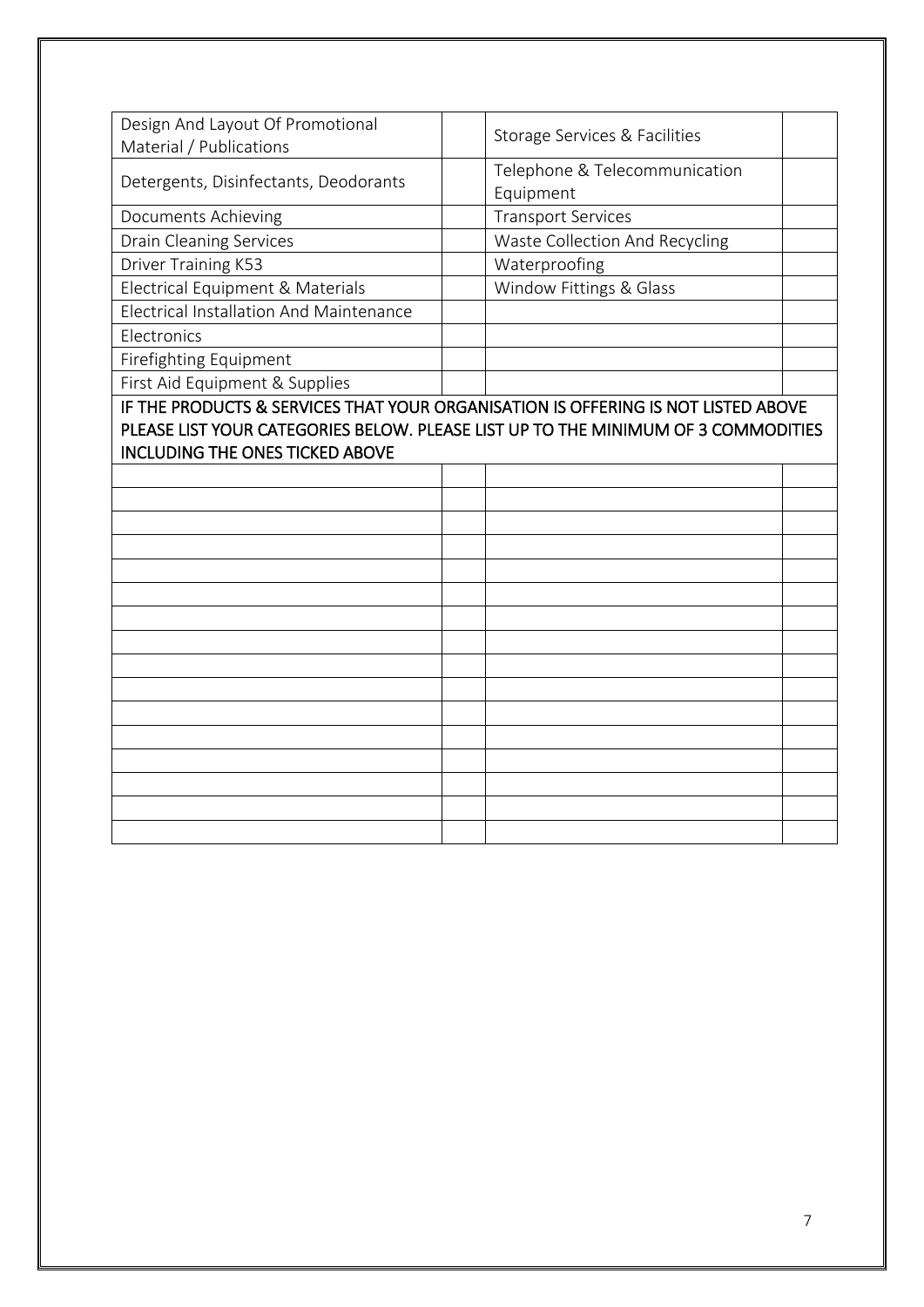| | | | |
|---|---|---|---|
| Design And Layout Of Promotional Material / Publications | | Storage Services & Facilities | |
| Detergents, Disinfectants, Deodorants | | Telephone & Telecommunication Equipment | |
| Documents Achieving | | Transport Services | |
| Drain Cleaning Services | | Waste Collection And Recycling | |
| Driver Training K53 | | Waterproofing | |
| Electrical Equipment & Materials | | Window Fittings & Glass | |
| Electrical Installation And Maintenance | | | |
| Electronics | | | |
| Firefighting Equipment | | | |
| First Aid Equipment & Supplies | | | |
| IF THE PRODUCTS & SERVICES THAT YOUR ORGANISATION IS OFFERING IS NOT LISTED ABOVE PLEASE LIST YOUR CATEGORIES BELOW. PLEASE LIST UP TO THE MINIMUM OF 3 COMMODITIES INCLUDING THE ONES TICKED ABOVE | | | |
| | | | |
| | | | |
| | | | |
| | | | |
| | | | |
| | | | |
| | | | |
| | | | |
| | | | |
| | | | |
| | | | |
| | | | |
| | | | |
| | | | |
| | | | |
| | | | |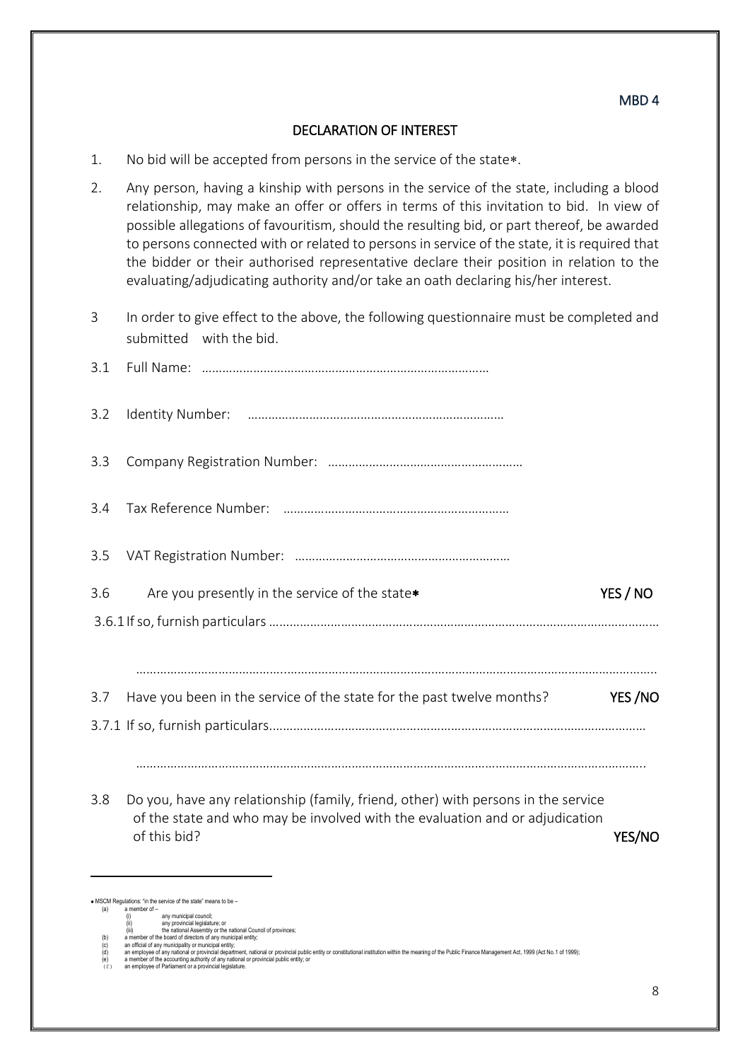MBD 4

## DECLARATION OF INTEREST

1. No bid will be accepted from persons in the service of the state*.

2. Any person, having a kinship with persons in the service of the state, including a blood relationship, may make an offer or offers in terms of this invitation to bid. In view of possible allegations of favouritism, should the resulting bid, or part thereof, be awarded to persons connected with or related to persons in service of the state, it is required that the bidder or their authorised representative declare their position in relation to the evaluating/adjudicating authority and/or take an oath declaring his/her interest.

3 In order to give effect to the above, the following questionnaire must be completed and submitted with the bid.

3.1 Full Name: ……………………………………………………………………………

3.2 Identity Number: …………………………………………………………………

3.3 Company Registration Number: …………………………………………………

3.4 Tax Reference Number: …………………………………………………………

3.5 VAT Registration Number: ………………………………………………………

3.6 Are you presently in the service of the state* **YES / NO**

3.6.1 If so, furnish particulars ……………………………………………………………………………………………

……………………………………………………………………………………………………………………………

3.7 Have you been in the service of the state for the past twelve months? **YES /NO**

3.7.1 If so, furnish particulars…………………………………………………………………………………………

……………………………………………………………………………………………………………………………

3.8 Do you, have any relationship (family, friend, other) with persons in the service of the state and who may be involved with the evaluation and or adjudication of this bid? **YES/NO**

---

* MSCM Regulations: "in the service of the state" means to be –
  (a) a member of –
    (i) any municipal council;
    (ii) any provincial legislature; or
    (iii) the national Assembly or the national Council of provinces;
  (b) a member of the board of directors of any municipal entity;
  (c) an official of any municipality or municipal entity;
  (d) an employee of any national or provincial department, national or provincial public entity or constitutional institution within the meaning of the Public Finance Management Act, 1999 (Act No.1 of 1999);
  (e) a member of the accounting authority of any national or provincial public entity; or
  (f) an employee of Parliament or a provincial legislature.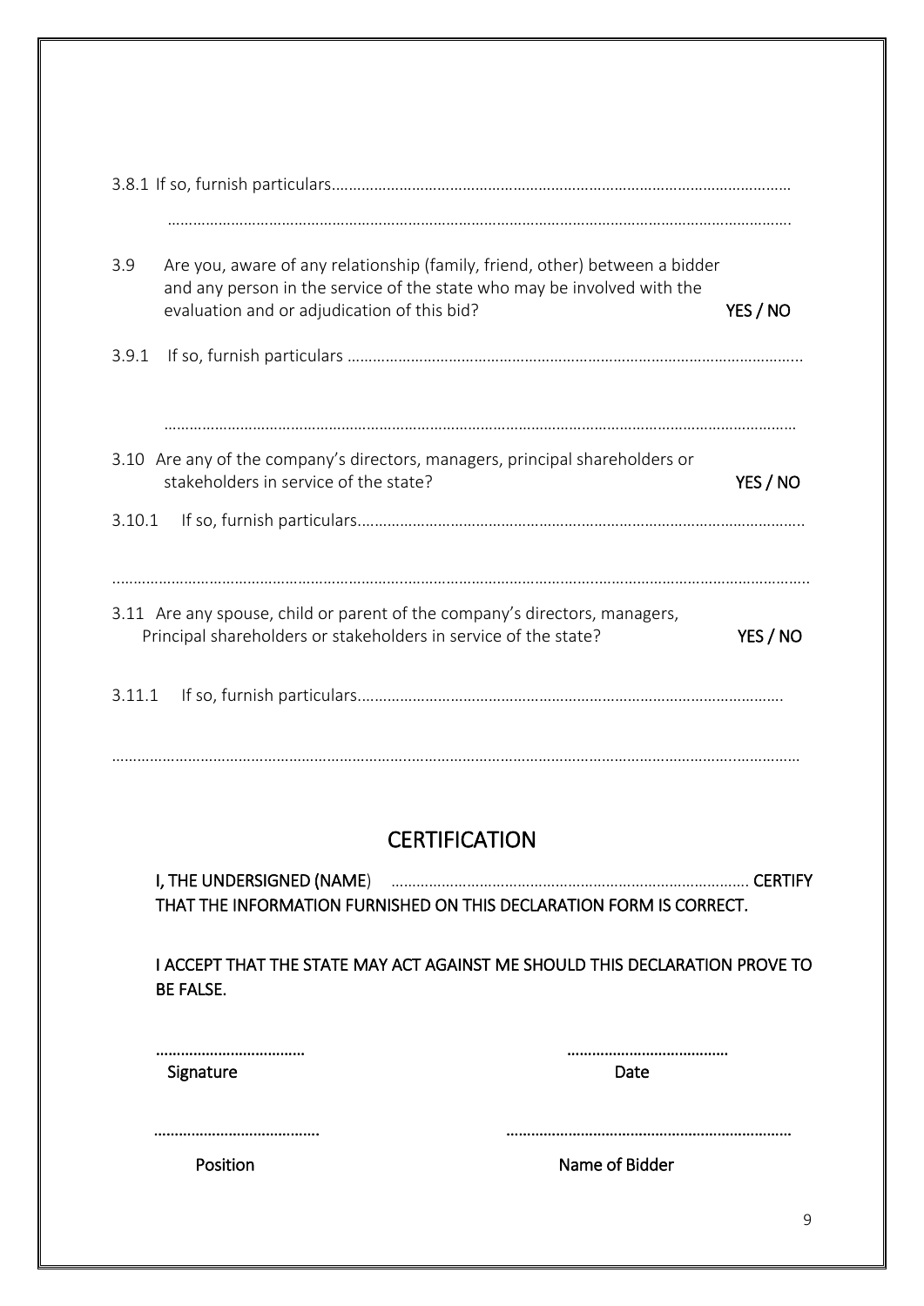3.8.1 If so, furnish particulars………………………………………………………………………………………………

………………………………………………………………………………………………………………………………

3.9 Are you, aware of any relationship (family, friend, other) between a bidder and any person in the service of the state who may be involved with the evaluation and or adjudication of this bid? **YES / NO**

3.9.1 If so, furnish particulars ………………………………………………………………………………………………

………………………………………………………………………………………………………………………………

3.10 Are any of the company's directors, managers, principal shareholders or stakeholders in service of the state? **YES / NO**

3.10.1 If so, furnish particulars………………………………………………………………………………………………

………………………………………………………………………………………………………………………………

3.11 Are any spouse, child or parent of the company's directors, managers, Principal shareholders or stakeholders in service of the state? **YES / NO**

3.11.1 If so, furnish particulars………………………………………………………………………………………

………………………………………………………………………………………………………………………………

## CERTIFICATION

**I, THE UNDERSIGNED (NAME)** ………………………………………………………………… **CERTIFY THAT THE INFORMATION FURNISHED ON THIS DECLARATION FORM IS CORRECT.**

**I ACCEPT THAT THE STATE MAY ACT AGAINST ME SHOULD THIS DECLARATION PROVE TO BE FALSE.**

……………………………… ………………………………
**Signature** **Date**

……………………………… ………………………………………………………
**Position** **Name of Bidder**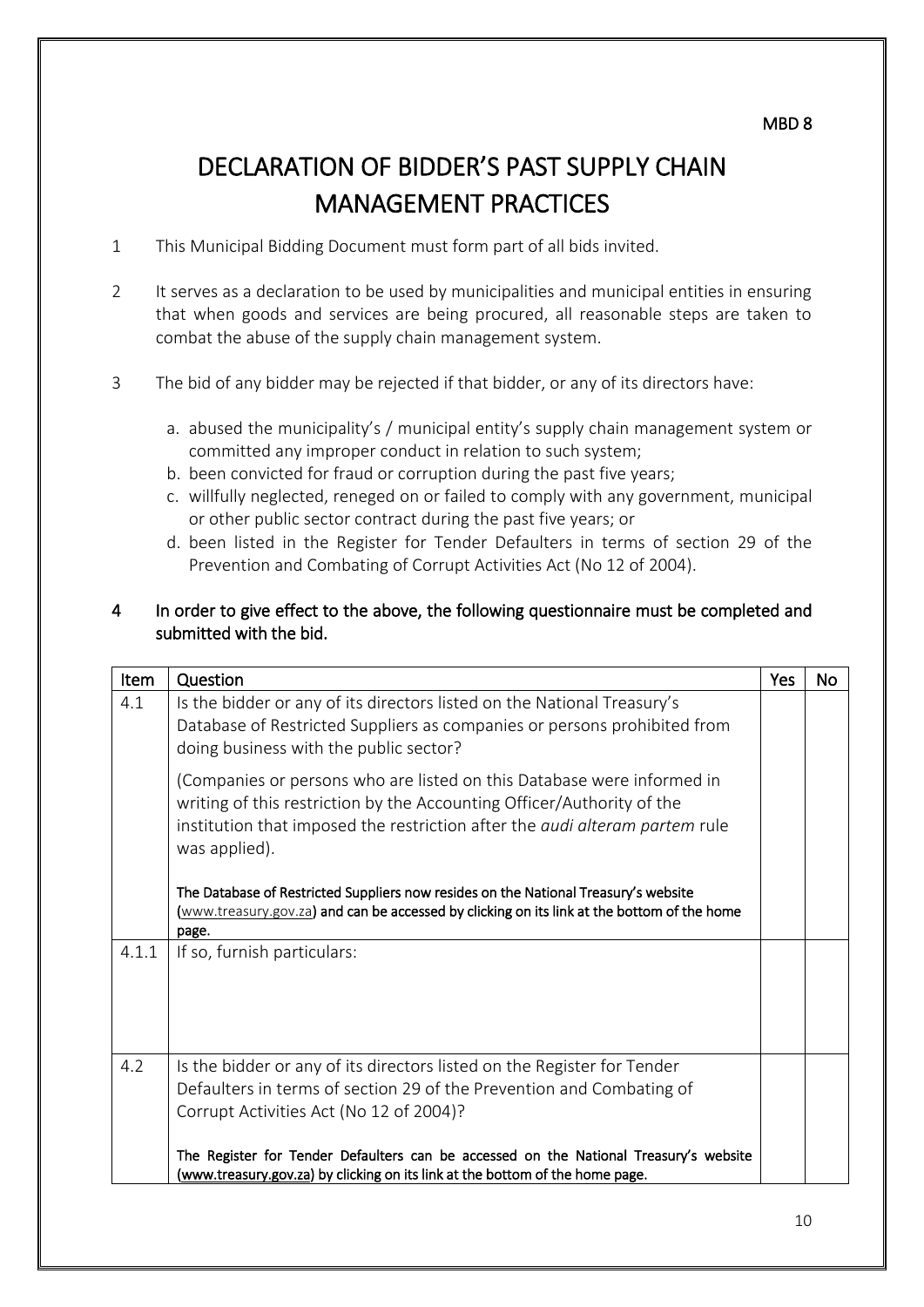MBD 8

# DECLARATION OF BIDDER'S PAST SUPPLY CHAIN MANAGEMENT PRACTICES

1 This Municipal Bidding Document must form part of all bids invited.

2 It serves as a declaration to be used by municipalities and municipal entities in ensuring that when goods and services are being procured, all reasonable steps are taken to combat the abuse of the supply chain management system.

3 The bid of any bidder may be rejected if that bidder, or any of its directors have:

   a. abused the municipality's / municipal entity's supply chain management system or committed any improper conduct in relation to such system;
   b. been convicted for fraud or corruption during the past five years;
   c. willfully neglected, reneged on or failed to comply with any government, municipal or other public sector contract during the past five years; or
   d. been listed in the Register for Tender Defaulters in terms of section 29 of the Prevention and Combating of Corrupt Activities Act (No 12 of 2004).

**4 In order to give effect to the above, the following questionnaire must be completed and submitted with the bid.**

| Item | Question | Yes | No |
|---|---|---|---|
| 4.1 | Is the bidder or any of its directors listed on the National Treasury's Database of Restricted Suppliers as companies or persons prohibited from doing business with the public sector?<br><br>(Companies or persons who are listed on this Database were informed in writing of this restriction by the Accounting Officer/Authority of the institution that imposed the restriction after the *audi alteram partem* rule was applied).<br><br>**The Database of Restricted Suppliers now resides on the National Treasury's website (www.treasury.gov.za) and can be accessed by clicking on its link at the bottom of the home page.** | | |
| 4.1.1 | If so, furnish particulars: | | |
| 4.2 | Is the bidder or any of its directors listed on the Register for Tender Defaulters in terms of section 29 of the Prevention and Combating of Corrupt Activities Act (No 12 of 2004)?<br><br>**The Register for Tender Defaulters can be accessed on the National Treasury's website (www.treasury.gov.za) by clicking on its link at the bottom of the home page.** | | |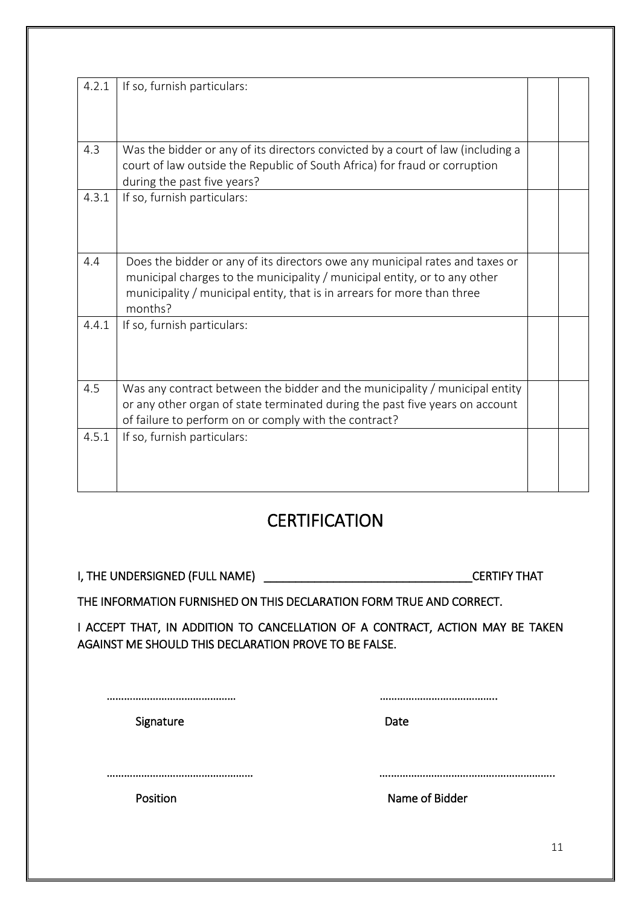| | | | |
|---|---|---|---|
| 4.2.1 | If so, furnish particulars: | | |
| 4.3 | Was the bidder or any of its directors convicted by a court of law (including a court of law outside the Republic of South Africa) for fraud or corruption during the past five years? | | |
| 4.3.1 | If so, furnish particulars: | | |
| 4.4 | Does the bidder or any of its directors owe any municipal rates and taxes or municipal charges to the municipality / municipal entity, or to any other municipality / municipal entity, that is in arrears for more than three months? | | |
| 4.4.1 | If so, furnish particulars: | | |
| 4.5 | Was any contract between the bidder and the municipality / municipal entity or any other organ of state terminated during the past five years on account of failure to perform on or comply with the contract? | | |
| 4.5.1 | If so, furnish particulars: | | |

## CERTIFICATION

**I, THE UNDERSIGNED (FULL NAME) __________________________________CERTIFY THAT**

**THE INFORMATION FURNISHED ON THIS DECLARATION FORM TRUE AND CORRECT.**

**I ACCEPT THAT, IN ADDITION TO CANCELLATION OF A CONTRACT, ACTION MAY BE TAKEN AGAINST ME SHOULD THIS DECLARATION PROVE TO BE FALSE.**

……………………………………… ……………………………………..

**Signature** **Date**

………………………………………….. …………………………………………………..

**Position** **Name of Bidder**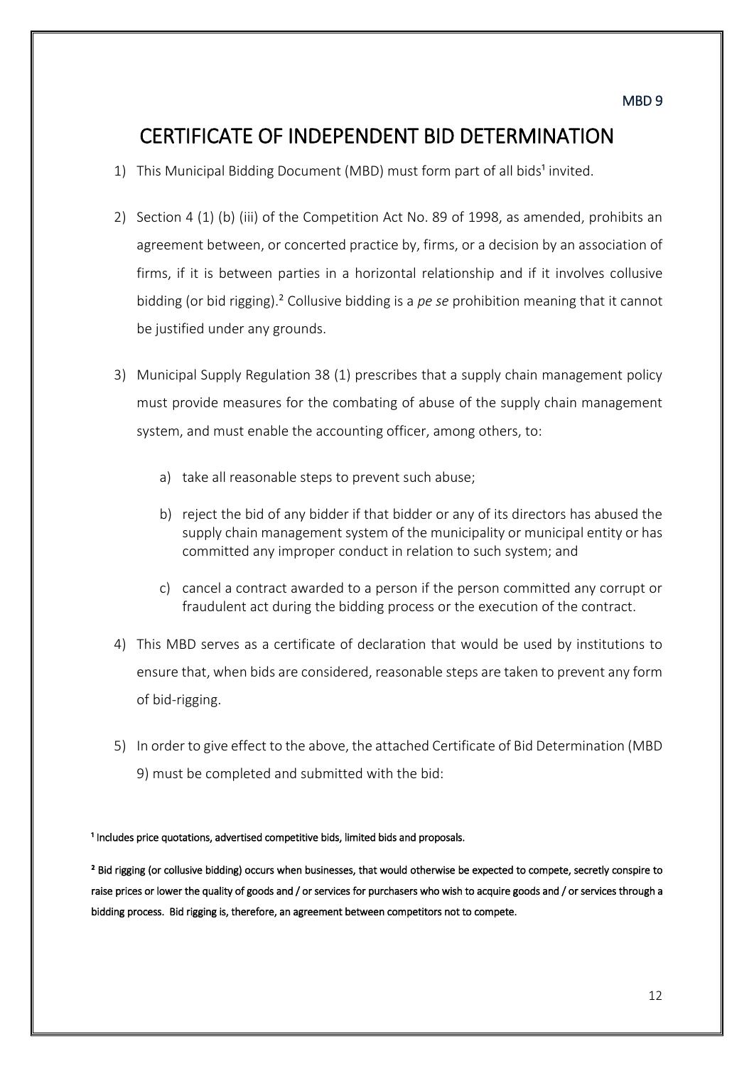MBD 9

# CERTIFICATE OF INDEPENDENT BID DETERMINATION

1) This Municipal Bidding Document (MBD) must form part of all bids[1] invited.

2) Section 4 (1) (b) (iii) of the Competition Act No. 89 of 1998, as amended, prohibits an agreement between, or concerted practice by, firms, or a decision by an association of firms, if it is between parties in a horizontal relationship and if it involves collusive bidding (or bid rigging).[2] Collusive bidding is a *pe se* prohibition meaning that it cannot be justified under any grounds.

3) Municipal Supply Regulation 38 (1) prescribes that a supply chain management policy must provide measures for the combating of abuse of the supply chain management system, and must enable the accounting officer, among others, to:

   a) take all reasonable steps to prevent such abuse;

   b) reject the bid of any bidder if that bidder or any of its directors has abused the supply chain management system of the municipality or municipal entity or has committed any improper conduct in relation to such system; and

   c) cancel a contract awarded to a person if the person committed any corrupt or fraudulent act during the bidding process or the execution of the contract.

4) This MBD serves as a certificate of declaration that would be used by institutions to ensure that, when bids are considered, reasonable steps are taken to prevent any form of bid-rigging.

5) In order to give effect to the above, the attached Certificate of Bid Determination (MBD 9) must be completed and submitted with the bid:

[1] Includes price quotations, advertised competitive bids, limited bids and proposals.

[2] Bid rigging (or collusive bidding) occurs when businesses, that would otherwise be expected to compete, secretly conspire to raise prices or lower the quality of goods and / or services for purchasers who wish to acquire goods and / or services through a bidding process. Bid rigging is, therefore, an agreement between competitors not to compete.